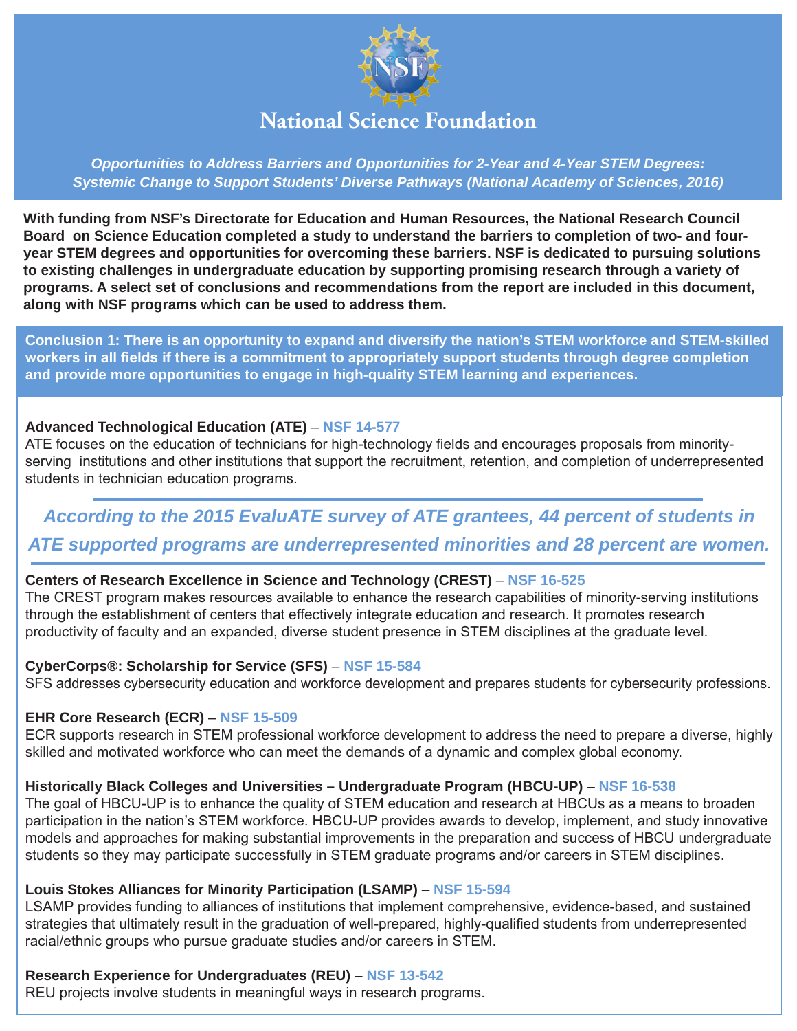# National Science Foundation

*Opportunities to Address Barriers and Opportunities for 2-Year and 4-Year STEM Degrees: Systemic Change to Support Students' Diverse Pathways (National Academy of Sciences, 2016)*

**With funding from NSF's Directorate for Education and Human Resources, the National Research Council Board on Science Education completed a study to understand the barriers to completion of two- and four-year STEM degrees and opportunities for overcoming these barriers. NSF is dedicated to pursuing solutions to existing challenges in undergraduate education by supporting promising research through a variety of programs. A select set of conclusions and recommendations from the report are included in this document, along with NSF programs which can be used to address them.**

## Conclusion 1: There is an opportunity to expand and diversify the nation's STEM workforce and STEM-skilled workers in all fields if there is a commitment to appropriately support students through degree completion and provide more opportunities to engage in high-quality STEM learning and experiences.

**Advanced Technological Education (ATE)** – **NSF 14-577**
ATE focuses on the education of technicians for high-technology fields and encourages proposals from minority-serving institutions and other institutions that support the recruitment, retention, and completion of underrepresented students in technician education programs.

*According to the 2015 EvaluATE survey of ATE grantees, 44 percent of students in ATE supported programs are underrepresented minorities and 28 percent are women.*

**Centers of Research Excellence in Science and Technology (CREST)** – **NSF 16-525**
The CREST program makes resources available to enhance the research capabilities of minority-serving institutions through the establishment of centers that effectively integrate education and research. It promotes research productivity of faculty and an expanded, diverse student presence in STEM disciplines at the graduate level.

**CyberCorps®: Scholarship for Service (SFS)** – **NSF 15-584**
SFS addresses cybersecurity education and workforce development and prepares students for cybersecurity professions.

**EHR Core Research (ECR)** – **NSF 15-509**
ECR supports research in STEM professional workforce development to address the need to prepare a diverse, highly skilled and motivated workforce who can meet the demands of a dynamic and complex global economy.

**Historically Black Colleges and Universities – Undergraduate Program (HBCU-UP)** – **NSF 16-538**
The goal of HBCU-UP is to enhance the quality of STEM education and research at HBCUs as a means to broaden participation in the nation's STEM workforce. HBCU-UP provides awards to develop, implement, and study innovative models and approaches for making substantial improvements in the preparation and success of HBCU undergraduate students so they may participate successfully in STEM graduate programs and/or careers in STEM disciplines.

**Louis Stokes Alliances for Minority Participation (LSAMP)** – **NSF 15-594**
LSAMP provides funding to alliances of institutions that implement comprehensive, evidence-based, and sustained strategies that ultimately result in the graduation of well-prepared, highly-qualified students from underrepresented racial/ethnic groups who pursue graduate studies and/or careers in STEM.

**Research Experience for Undergraduates (REU)** – **NSF 13-542**
REU projects involve students in meaningful ways in research programs.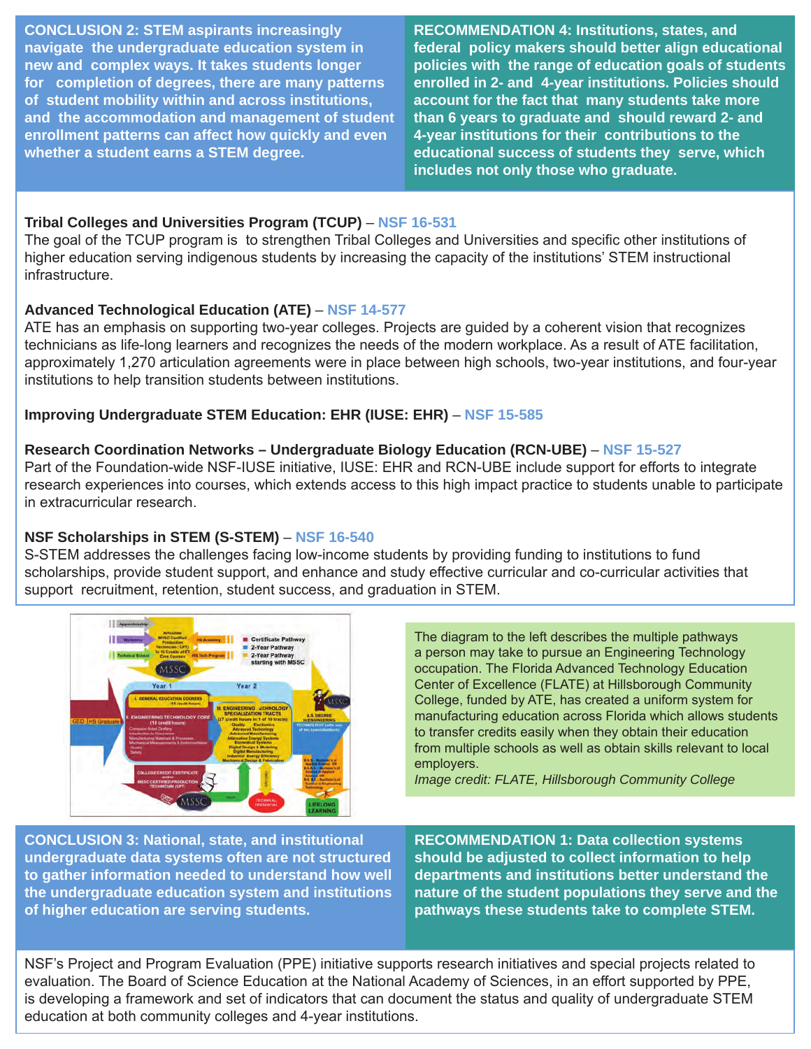**CONCLUSION 2: STEM aspirants increasingly navigate the undergraduate education system in new and complex ways. It takes students longer for completion of degrees, there are many patterns of student mobility within and across institutions, and the accommodation and management of student enrollment patterns can affect how quickly and even whether a student earns a STEM degree.**

**RECOMMENDATION 4: Institutions, states, and federal policy makers should better align educational policies with the range of education goals of students enrolled in 2- and 4-year institutions. Policies should account for the fact that many students take more than 6 years to graduate and should reward 2- and 4-year institutions for their contributions to the educational success of students they serve, which includes not only those who graduate.**

**Tribal Colleges and Universities Program (TCUP)** – **NSF 16-531**
The goal of the TCUP program is to strengthen Tribal Colleges and Universities and specific other institutions of higher education serving indigenous students by increasing the capacity of the institutions' STEM instructional infrastructure.

**Advanced Technological Education (ATE)** – **NSF 14-577**
ATE has an emphasis on supporting two-year colleges. Projects are guided by a coherent vision that recognizes technicians as life-long learners and recognizes the needs of the modern workplace. As a result of ATE facilitation, approximately 1,270 articulation agreements were in place between high schools, two-year institutions, and four-year institutions to help transition students between institutions.

**Improving Undergraduate STEM Education: EHR (IUSE: EHR)** – **NSF 15-585**

**Research Coordination Networks – Undergraduate Biology Education (RCN-UBE)** – **NSF 15-527**
Part of the Foundation-wide NSF-IUSE initiative, IUSE: EHR and RCN-UBE include support for efforts to integrate research experiences into courses, which extends access to this high impact practice to students unable to participate in extracurricular research.

**NSF Scholarships in STEM (S-STEM)** – **NSF 16-540**
S-STEM addresses the challenges facing low-income students by providing funding to institutions to fund scholarships, provide student support, and enhance and study effective curricular and co-curricular activities that support recruitment, retention, student success, and graduation in STEM.

The diagram to the left describes the multiple pathways a person may take to pursue an Engineering Technology occupation. The Florida Advanced Technology Education Center of Excellence (FLATE) at Hillsborough Community College, funded by ATE, has created a uniform system for manufacturing education across Florida which allows students to transfer credits easily when they obtain their education from multiple schools as well as obtain skills relevant to local employers.
*Image credit: FLATE, Hillsborough Community College*

**CONCLUSION 3: National, state, and institutional undergraduate data systems often are not structured to gather information needed to understand how well the undergraduate education system and institutions of higher education are serving students.**

**RECOMMENDATION 1: Data collection systems should be adjusted to collect information to help departments and institutions better understand the nature of the student populations they serve and the pathways these students take to complete STEM.**

NSF's Project and Program Evaluation (PPE) initiative supports research initiatives and special projects related to evaluation. The Board of Science Education at the National Academy of Sciences, in an effort supported by PPE, is developing a framework and set of indicators that can document the status and quality of undergraduate STEM education at both community colleges and 4-year institutions.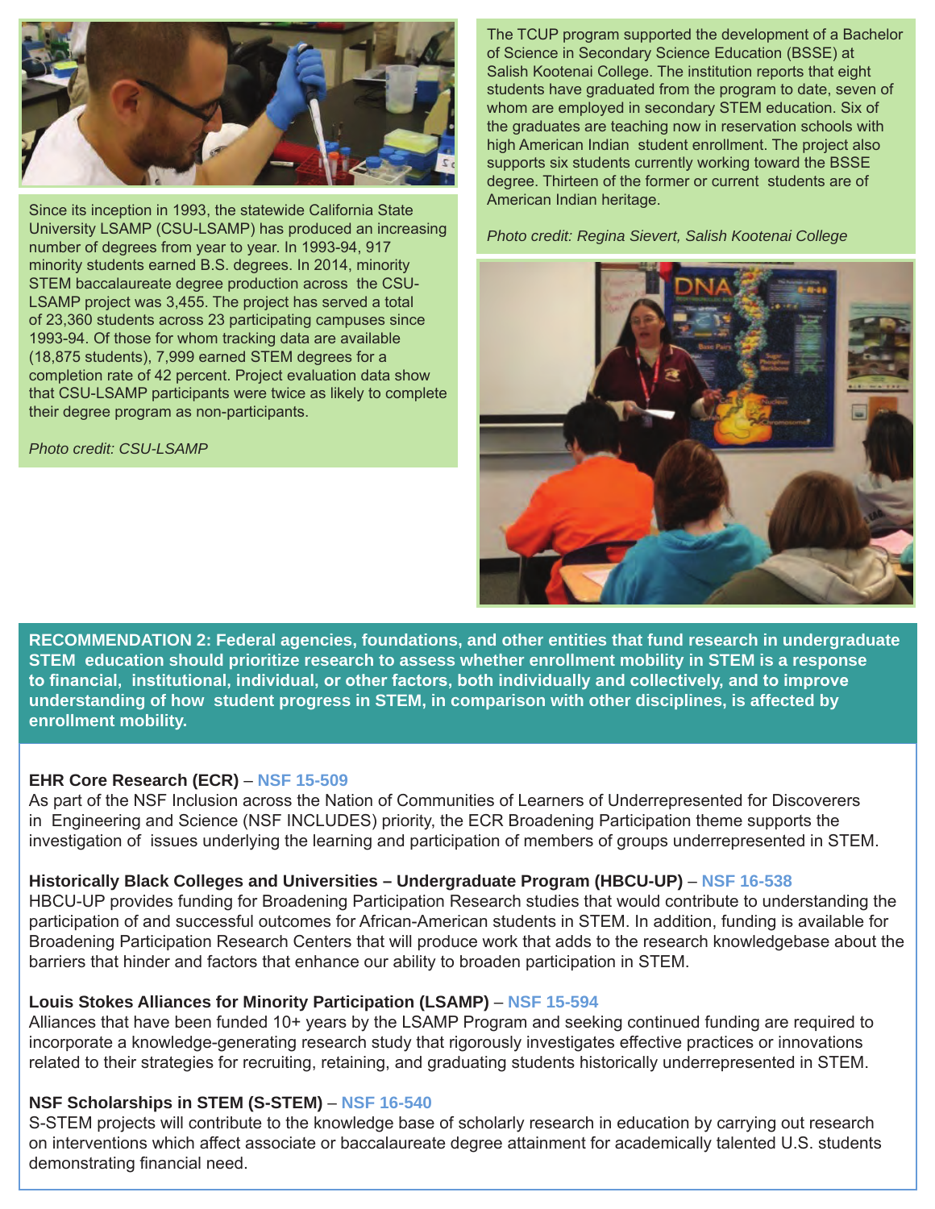Since its inception in 1993, the statewide California State University LSAMP (CSU-LSAMP) has produced an increasing number of degrees from year to year. In 1993-94, 917 minority students earned B.S. degrees. In 2014, minority STEM baccalaureate degree production across the CSU-LSAMP project was 3,455. The project has served a total of 23,360 students across 23 participating campuses since 1993-94. Of those for whom tracking data are available (18,875 students), 7,999 earned STEM degrees for a completion rate of 42 percent. Project evaluation data show that CSU-LSAMP participants were twice as likely to complete their degree program as non-participants.

*Photo credit: CSU-LSAMP*

The TCUP program supported the development of a Bachelor of Science in Secondary Science Education (BSSE) at Salish Kootenai College. The institution reports that eight students have graduated from the program to date, seven of whom are employed in secondary STEM education. Six of the graduates are teaching now in reservation schools with high American Indian student enrollment. The project also supports six students currently working toward the BSSE degree. Thirteen of the former or current students are of American Indian heritage.

*Photo credit: Regina Sievert, Salish Kootenai College*

**RECOMMENDATION 2: Federal agencies, foundations, and other entities that fund research in undergraduate STEM education should prioritize research to assess whether enrollment mobility in STEM is a response to financial, institutional, individual, or other factors, both individually and collectively, and to improve understanding of how student progress in STEM, in comparison with other disciplines, is affected by enrollment mobility.**

**EHR Core Research (ECR)** – **NSF 15-509**
As part of the NSF Inclusion across the Nation of Communities of Learners of Underrepresented for Discoverers in Engineering and Science (NSF INCLUDES) priority, the ECR Broadening Participation theme supports the investigation of issues underlying the learning and participation of members of groups underrepresented in STEM.

**Historically Black Colleges and Universities – Undergraduate Program (HBCU-UP)** – **NSF 16-538**
HBCU-UP provides funding for Broadening Participation Research studies that would contribute to understanding the participation of and successful outcomes for African-American students in STEM. In addition, funding is available for Broadening Participation Research Centers that will produce work that adds to the research knowledgebase about the barriers that hinder and factors that enhance our ability to broaden participation in STEM.

**Louis Stokes Alliances for Minority Participation (LSAMP)** – **NSF 15-594**
Alliances that have been funded 10+ years by the LSAMP Program and seeking continued funding are required to incorporate a knowledge-generating research study that rigorously investigates effective practices or innovations related to their strategies for recruiting, retaining, and graduating students historically underrepresented in STEM.

**NSF Scholarships in STEM (S-STEM)** – **NSF 16-540**
S-STEM projects will contribute to the knowledge base of scholarly research in education by carrying out research on interventions which affect associate or baccalaureate degree attainment for academically talented U.S. students demonstrating financial need.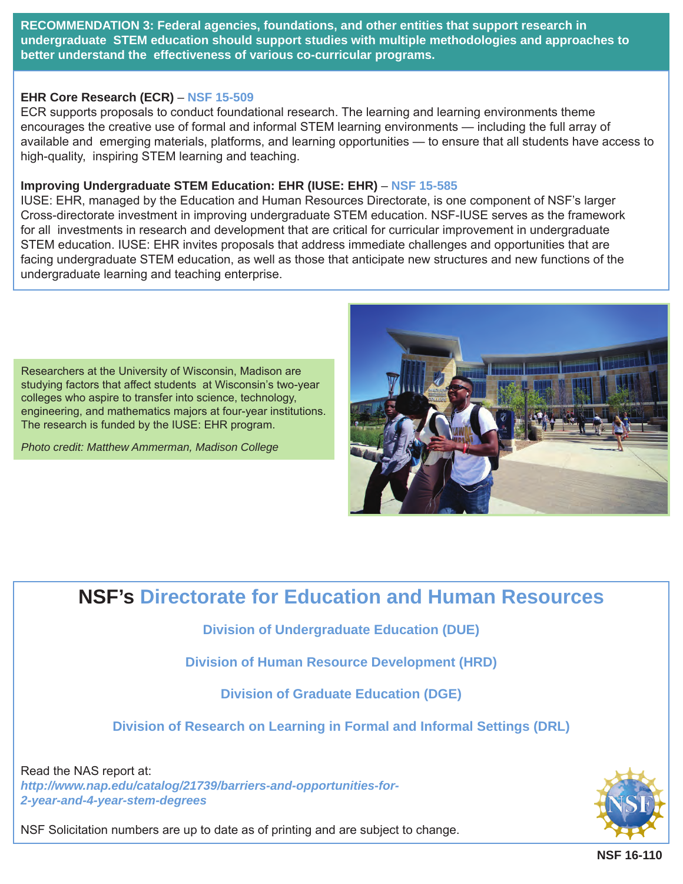**RECOMMENDATION 3: Federal agencies, foundations, and other entities that support research in undergraduate STEM education should support studies with multiple methodologies and approaches to better understand the effectiveness of various co-curricular programs.**

**EHR Core Research (ECR)** – **NSF 15-509**

ECR supports proposals to conduct foundational research. The learning and learning environments theme encourages the creative use of formal and informal STEM learning environments — including the full array of available and emerging materials, platforms, and learning opportunities — to ensure that all students have access to high-quality, inspiring STEM learning and teaching.

**Improving Undergraduate STEM Education: EHR (IUSE: EHR)** – **NSF 15-585**

IUSE: EHR, managed by the Education and Human Resources Directorate, is one component of NSF's larger Cross-directorate investment in improving undergraduate STEM education. NSF-IUSE serves as the framework for all investments in research and development that are critical for curricular improvement in undergraduate STEM education. IUSE: EHR invites proposals that address immediate challenges and opportunities that are facing undergraduate STEM education, as well as those that anticipate new structures and new functions of the undergraduate learning and teaching enterprise.

Researchers at the University of Wisconsin, Madison are studying factors that affect students at Wisconsin's two-year colleges who aspire to transfer into science, technology, engineering, and mathematics majors at four-year institutions. The research is funded by the IUSE: EHR program.

*Photo credit: Matthew Ammerman, Madison College*

## NSF's Directorate for Education and Human Resources

**Division of Undergraduate Education (DUE)**

**Division of Human Resource Development (HRD)**

**Division of Graduate Education (DGE)**

**Division of Research on Learning in Formal and Informal Settings (DRL)**

Read the NAS report at:
***http://www.nap.edu/catalog/21739/barriers-and-opportunities-for-2-year-and-4-year-stem-degrees***

NSF Solicitation numbers are up to date as of printing and are subject to change.

**NSF 16-110**